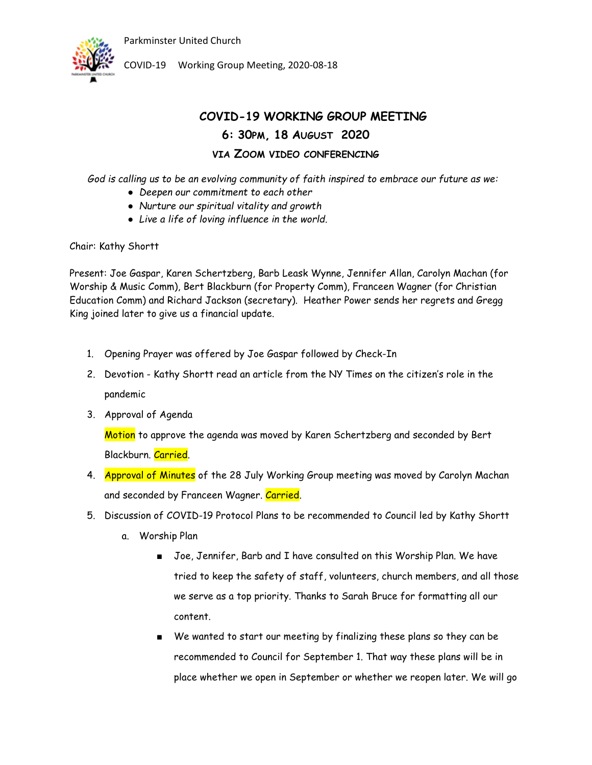# COVID-19 WORKING GROUP MEETING

## 6: 30PM, 18 AUGUST 2020

### VIA ZOOM VIDEO CONFERENCING

*God is calling us to be an evolving community of faith inspired to embrace our future as we:*

- *Deepen our commitment to each other*
- *Nurture our spiritual vitality and growth*
- *Live a life of loving influence in the world.*

Chair: Kathy Shortt

Present: Joe Gaspar, Karen Schertzberg, Barb Leask Wynne, Jennifer Allan, Carolyn Machan (for Worship & Music Comm), Bert Blackburn (for Property Comm), Franceen Wagner (for Christian Education Comm) and Richard Jackson (secretary). Heather Power sends her regrets and Gregg King joined later to give us a financial update.

1. Opening Prayer was offered by Joe Gaspar followed by Check-In
2. Devotion - Kathy Shortt read an article from the NY Times on the citizen's role in the pandemic
3. Approval of Agenda

   Motion to approve the agenda was moved by Karen Schertzberg and seconded by Bert Blackburn. Carried.
4. Approval of Minutes of the 28 July Working Group meeting was moved by Carolyn Machan and seconded by Franceen Wagner. Carried.
5. Discussion of COVID-19 Protocol Plans to be recommended to Council led by Kathy Shortt
   a. Worship Plan
      - Joe, Jennifer, Barb and I have consulted on this Worship Plan. We have tried to keep the safety of staff, volunteers, church members, and all those we serve as a top priority. Thanks to Sarah Bruce for formatting all our content.
      - We wanted to start our meeting by finalizing these plans so they can be recommended to Council for September 1. That way these plans will be in place whether we open in September or whether we reopen later. We will go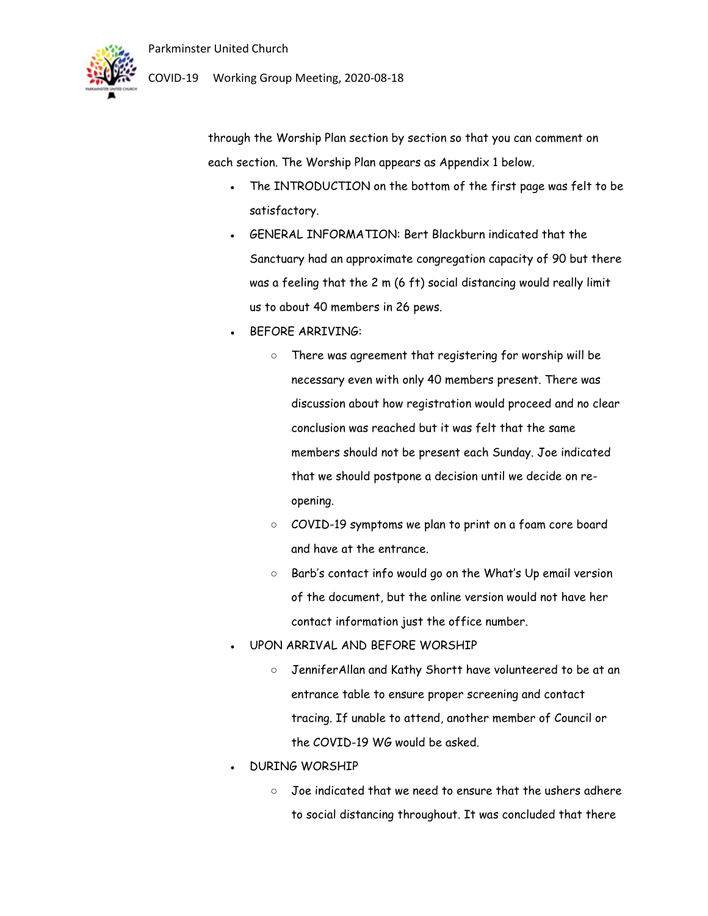through the Worship Plan section by section so that you can comment on each section. The Worship Plan appears as Appendix 1 below.

- The INTRODUCTION on the bottom of the first page was felt to be satisfactory.
- GENERAL INFORMATION: Bert Blackburn indicated that the Sanctuary had an approximate congregation capacity of 90 but there was a feeling that the 2 m (6 ft) social distancing would really limit us to about 40 members in 26 pews.
- BEFORE ARRIVING:
  - There was agreement that registering for worship will be necessary even with only 40 members present. There was discussion about how registration would proceed and no clear conclusion was reached but it was felt that the same members should not be present each Sunday. Joe indicated that we should postpone a decision until we decide on re-opening.
  - COVID-19 symptoms we plan to print on a foam core board and have at the entrance.
  - Barb's contact info would go on the What's Up email version of the document, but the online version would not have her contact information just the office number.
- UPON ARRIVAL AND BEFORE WORSHIP
  - JenniferAllan and Kathy Shortt have volunteered to be at an entrance table to ensure proper screening and contact tracing. If unable to attend, another member of Council or the COVID-19 WG would be asked.
- DURING WORSHIP
  - Joe indicated that we need to ensure that the ushers adhere to social distancing throughout. It was concluded that there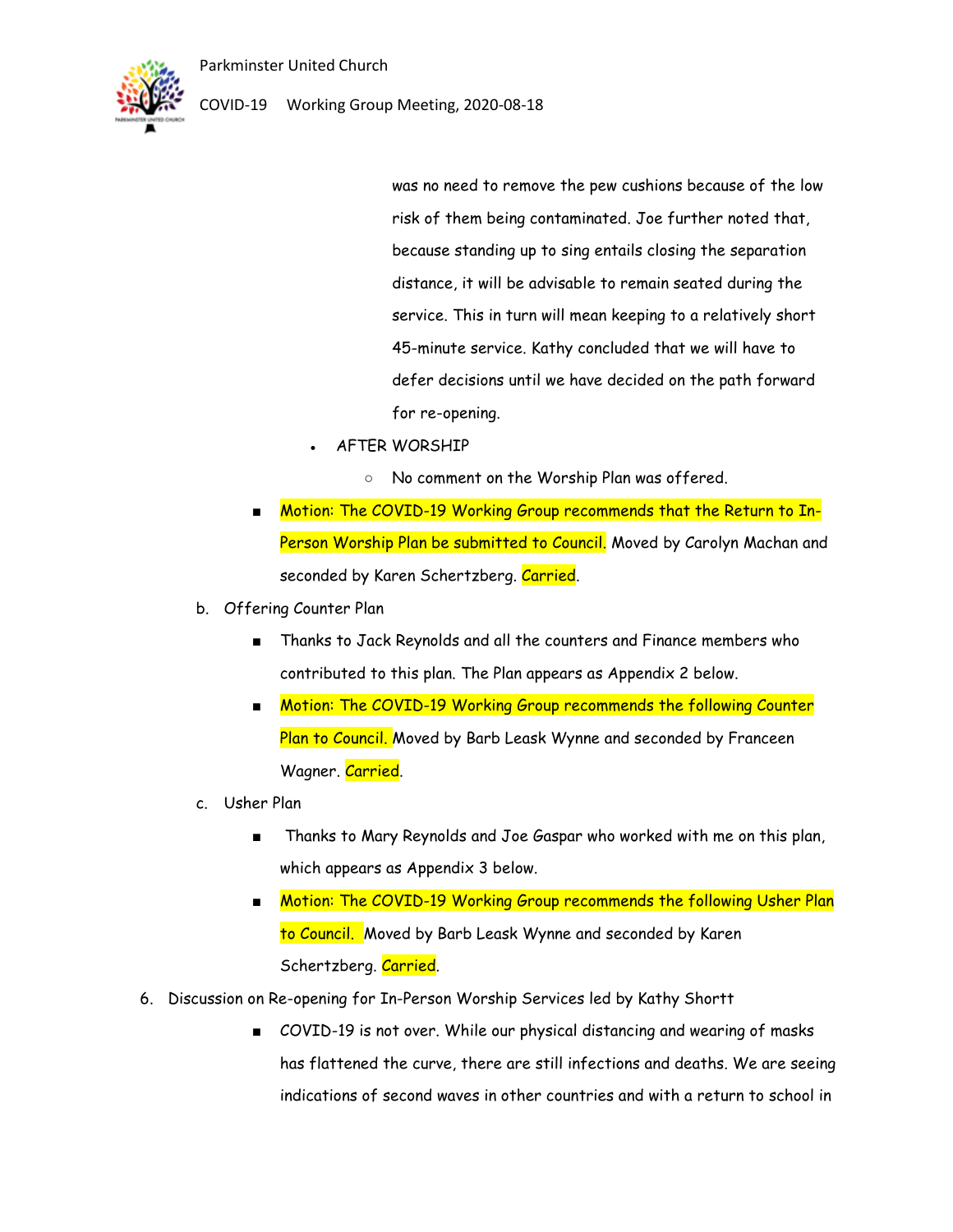was no need to remove the pew cushions because of the low risk of them being contaminated. Joe further noted that, because standing up to sing entails closing the separation distance, it will be advisable to remain seated during the service. This in turn will mean keeping to a relatively short 45-minute service. Kathy concluded that we will have to defer decisions until we have decided on the path forward for re-opening.

- AFTER WORSHIP
  - No comment on the Worship Plan was offered.

    - Motion: The COVID-19 Working Group recommends that the Return to In-Person Worship Plan be submitted to Council. Moved by Carolyn Machan and seconded by Karen Schertzberg. Carried.

b. Offering Counter Plan

- Thanks to Jack Reynolds and all the counters and Finance members who contributed to this plan. The Plan appears as Appendix 2 below.
- Motion: The COVID-19 Working Group recommends the following Counter Plan to Council. Moved by Barb Leask Wynne and seconded by Franceen Wagner. Carried.

c. Usher Plan

- Thanks to Mary Reynolds and Joe Gaspar who worked with me on this plan, which appears as Appendix 3 below.
- Motion: The COVID-19 Working Group recommends the following Usher Plan to Council. Moved by Barb Leask Wynne and seconded by Karen Schertzberg. Carried.

6. Discussion on Re-opening for In-Person Worship Services led by Kathy Shortt

- COVID-19 is not over. While our physical distancing and wearing of masks has flattened the curve, there are still infections and deaths. We are seeing indications of second waves in other countries and with a return to school in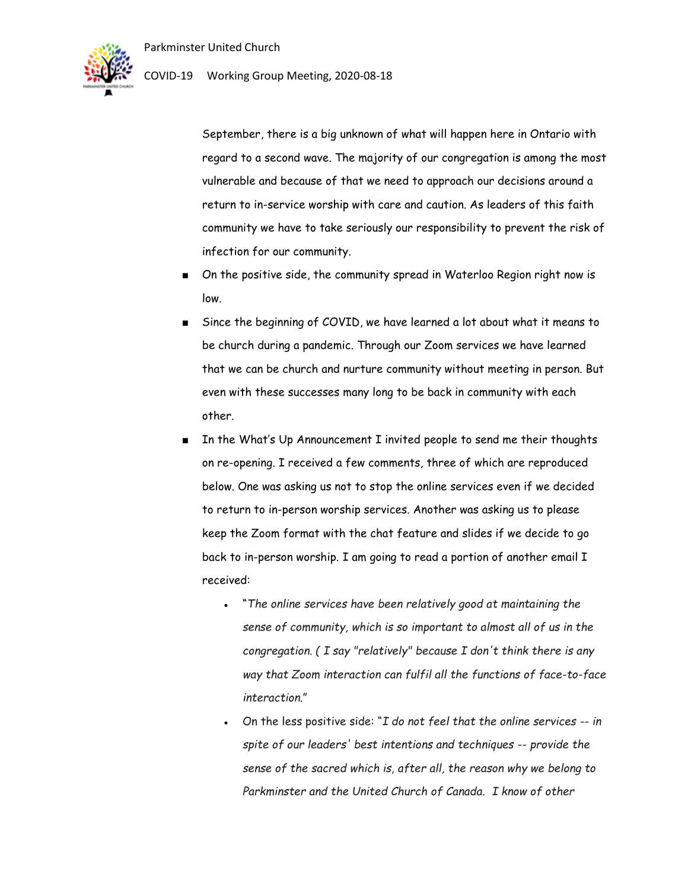September, there is a big unknown of what will happen here in Ontario with regard to a second wave. The majority of our congregation is among the most vulnerable and because of that we need to approach our decisions around a return to in-service worship with care and caution. As leaders of this faith community we have to take seriously our responsibility to prevent the risk of infection for our community.

- On the positive side, the community spread in Waterloo Region right now is low.
- Since the beginning of COVID, we have learned a lot about what it means to be church during a pandemic. Through our Zoom services we have learned that we can be church and nurture community without meeting in person. But even with these successes many long to be back in community with each other.
- In the What's Up Announcement I invited people to send me their thoughts on re-opening. I received a few comments, three of which are reproduced below. One was asking us not to stop the online services even if we decided to return to in-person worship services. Another was asking us to please keep the Zoom format with the chat feature and slides if we decide to go back to in-person worship. I am going to read a portion of another email I received:
    - "*The online services have been relatively good at maintaining the sense of community, which is so important to almost all of us in the congregation. ( I say "relatively" because I don't think there is any way that Zoom interaction can fulfil all the functions of face-to-face interaction."*
    - On the less positive side: "*I do not feel that the online services -- in spite of our leaders' best intentions and techniques -- provide the sense of the sacred which is, after all, the reason why we belong to Parkminster and the United Church of Canada. I know of other*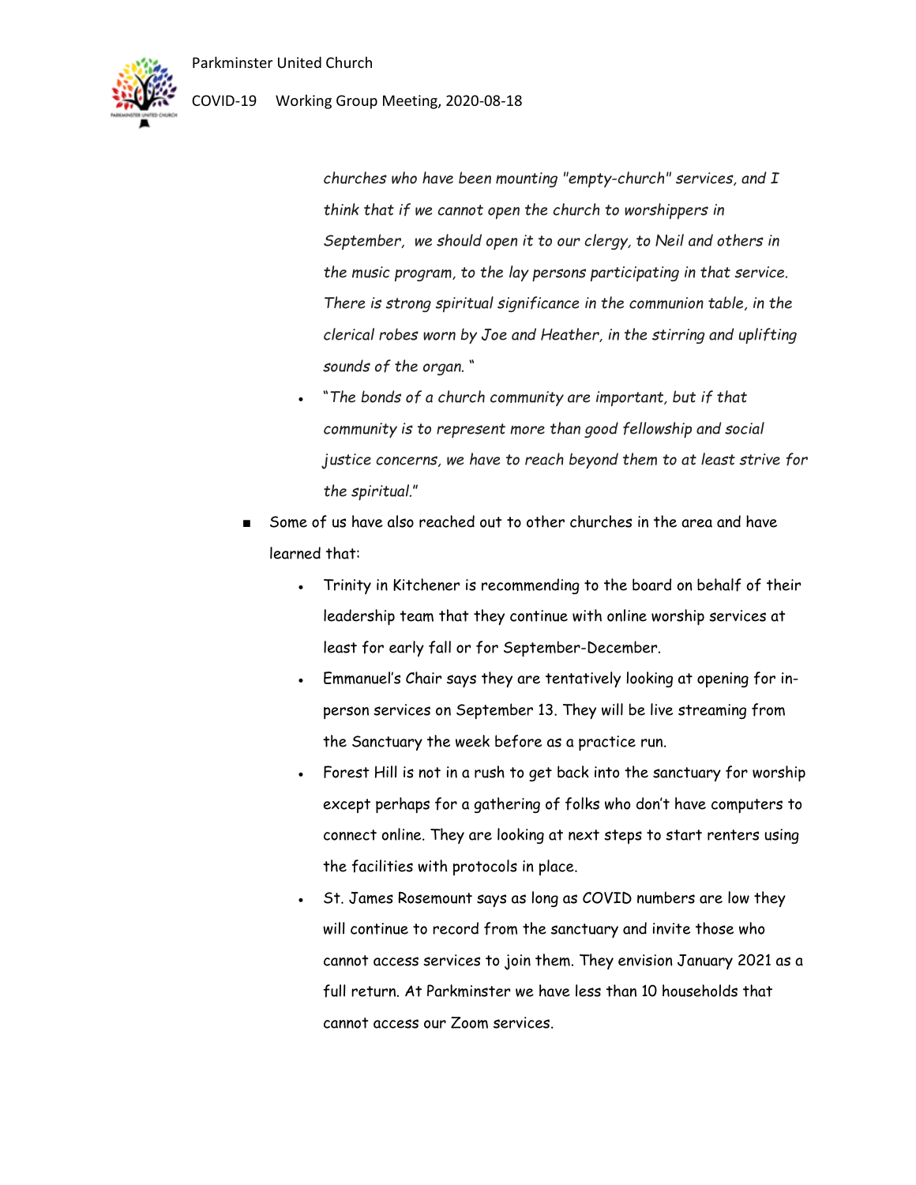*churches who have been mounting "empty-church" services, and I think that if we cannot open the church to worshippers in September,  we should open it to our clergy, to Neil and others in the music program, to the lay persons participating in that service. There is strong spiritual significance in the communion table, in the clerical robes worn by Joe and Heather, in the stirring and uplifting sounds of the organ.* "

- "*The bonds of a church community are important, but if that community is to represent more than good fellowship and social justice concerns, we have to reach beyond them to at least strive for the spiritual.*"

- Some of us have also reached out to other churches in the area and have learned that:
  - Trinity in Kitchener is recommending to the board on behalf of their leadership team that they continue with online worship services at least for early fall or for September-December.
  - Emmanuel's Chair says they are tentatively looking at opening for in-person services on September 13. They will be live streaming from the Sanctuary the week before as a practice run.
  - Forest Hill is not in a rush to get back into the sanctuary for worship except perhaps for a gathering of folks who don't have computers to connect online. They are looking at next steps to start renters using the facilities with protocols in place.
  - St. James Rosemount says as long as COVID numbers are low they will continue to record from the sanctuary and invite those who cannot access services to join them. They envision January 2021 as a full return. At Parkminster we have less than 10 households that cannot access our Zoom services.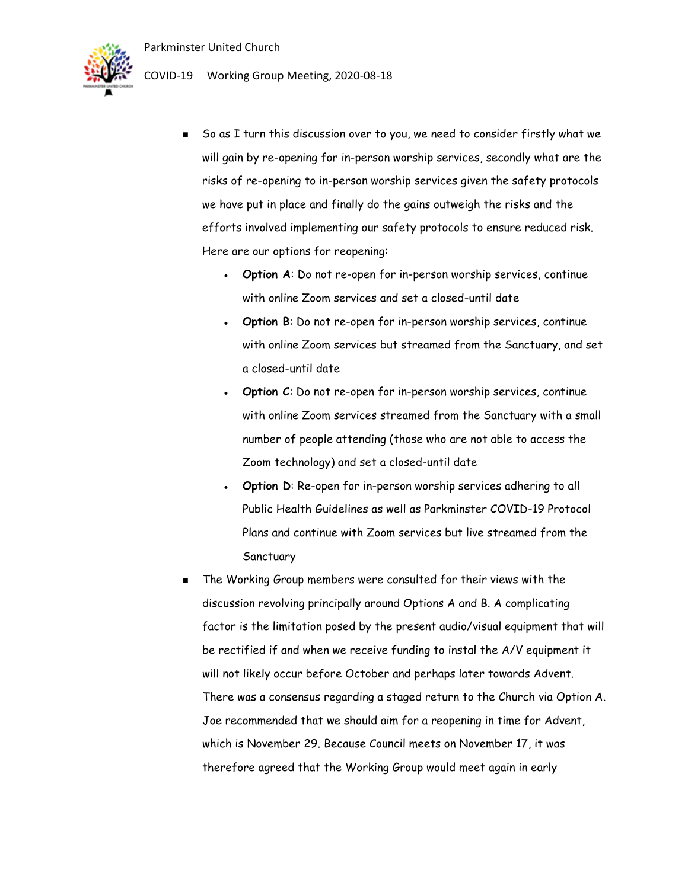- So as I turn this discussion over to you, we need to consider firstly what we will gain by re-opening for in-person worship services, secondly what are the risks of re-opening to in-person worship services given the safety protocols we have put in place and finally do the gains outweigh the risks and the efforts involved implementing our safety protocols to ensure reduced risk. Here are our options for reopening:
  - **Option A**: Do not re-open for in-person worship services, continue with online Zoom services and set a closed-until date
  - **Option B**: Do not re-open for in-person worship services, continue with online Zoom services but streamed from the Sanctuary, and set a closed-until date
  - **Option C**: Do not re-open for in-person worship services, continue with online Zoom services streamed from the Sanctuary with a small number of people attending (those who are not able to access the Zoom technology) and set a closed-until date
  - **Option D**: Re-open for in-person worship services adhering to all Public Health Guidelines as well as Parkminster COVID-19 Protocol Plans and continue with Zoom services but live streamed from the Sanctuary
- The Working Group members were consulted for their views with the discussion revolving principally around Options A and B. A complicating factor is the limitation posed by the present audio/visual equipment that will be rectified if and when we receive funding to instal the A/V equipment it will not likely occur before October and perhaps later towards Advent. There was a consensus regarding a staged return to the Church via Option A. Joe recommended that we should aim for a reopening in time for Advent, which is November 29. Because Council meets on November 17, it was therefore agreed that the Working Group would meet again in early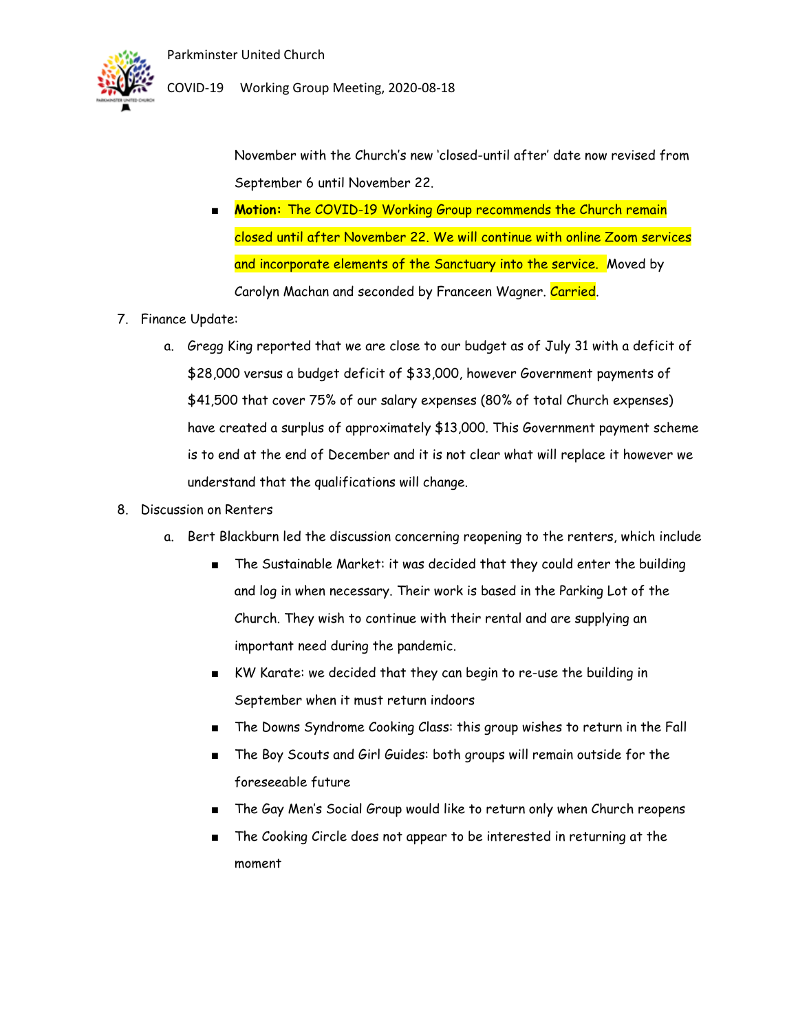November with the Church's new 'closed-until after' date now revised from September 6 until November 22.

- **Motion:** The COVID-19 Working Group recommends the Church remain closed until after November 22. We will continue with online Zoom services and incorporate elements of the Sanctuary into the service. Moved by Carolyn Machan and seconded by Franceen Wagner. Carried.

7. Finance Update:
   a. Gregg King reported that we are close to our budget as of July 31 with a deficit of $28,000 versus a budget deficit of $33,000, however Government payments of $41,500 that cover 75% of our salary expenses (80% of total Church expenses) have created a surplus of approximately $13,000. This Government payment scheme is to end at the end of December and it is not clear what will replace it however we understand that the qualifications will change.

8. Discussion on Renters
   a. Bert Blackburn led the discussion concerning reopening to the renters, which include
      - The Sustainable Market: it was decided that they could enter the building and log in when necessary. Their work is based in the Parking Lot of the Church. They wish to continue with their rental and are supplying an important need during the pandemic.
      - KW Karate: we decided that they can begin to re-use the building in September when it must return indoors
      - The Downs Syndrome Cooking Class: this group wishes to return in the Fall
      - The Boy Scouts and Girl Guides: both groups will remain outside for the foreseeable future
      - The Gay Men's Social Group would like to return only when Church reopens
      - The Cooking Circle does not appear to be interested in returning at the moment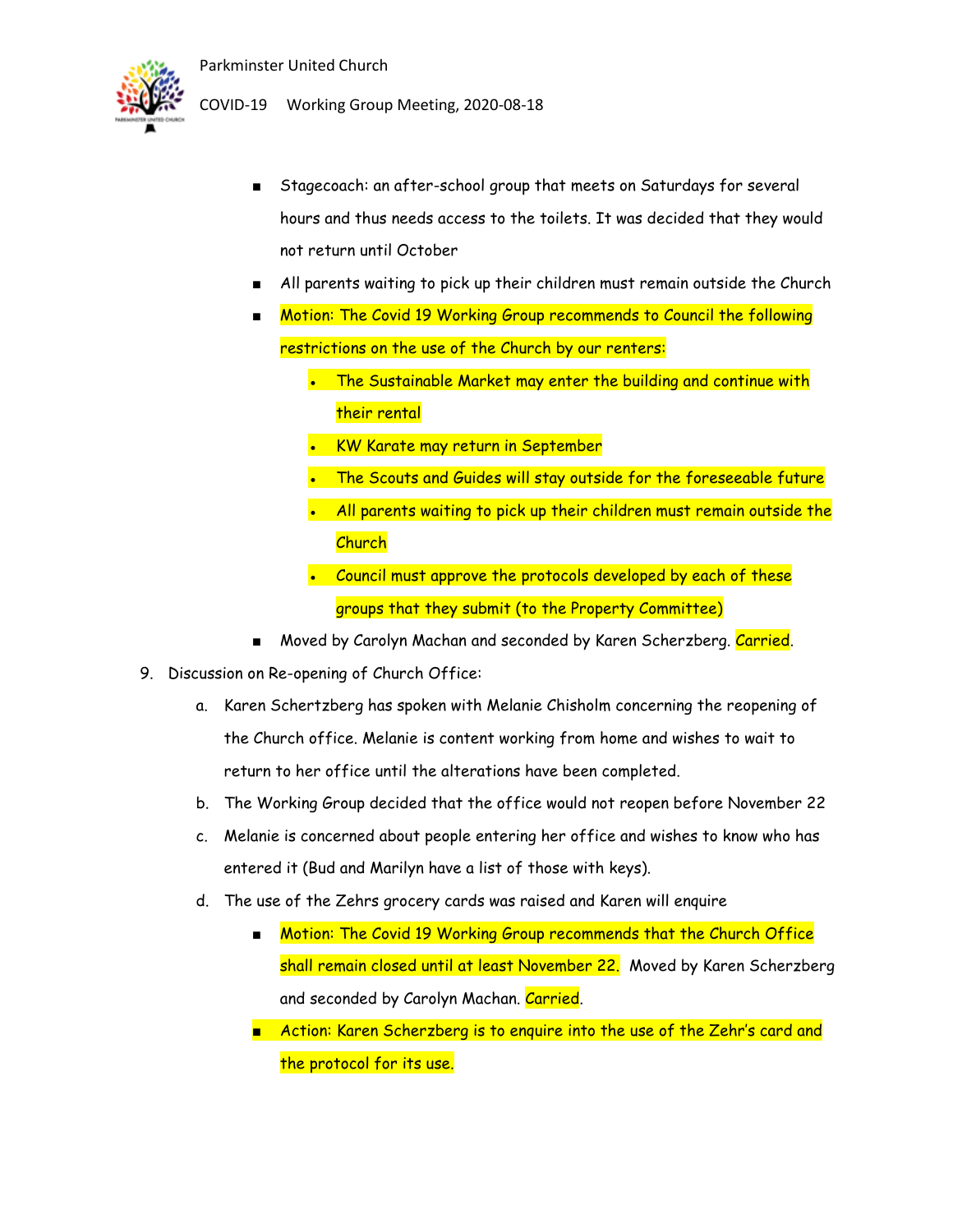- Stagecoach: an after-school group that meets on Saturdays for several hours and thus needs access to the toilets. It was decided that they would not return until October
- All parents waiting to pick up their children must remain outside the Church
- Motion: The Covid 19 Working Group recommends to Council the following restrictions on the use of the Church by our renters:
  - The Sustainable Market may enter the building and continue with their rental
  - KW Karate may return in September
  - The Scouts and Guides will stay outside for the foreseeable future
  - All parents waiting to pick up their children must remain outside the Church
  - Council must approve the protocols developed by each of these groups that they submit (to the Property Committee)
- Moved by Carolyn Machan and seconded by Karen Scherzberg. Carried.

9. Discussion on Re-opening of Church Office:
   a. Karen Schertzberg has spoken with Melanie Chisholm concerning the reopening of the Church office. Melanie is content working from home and wishes to wait to return to her office until the alterations have been completed.
   b. The Working Group decided that the office would not reopen before November 22
   c. Melanie is concerned about people entering her office and wishes to know who has entered it (Bud and Marilyn have a list of those with keys).
   d. The use of the Zehrs grocery cards was raised and Karen will enquire
      - Motion: The Covid 19 Working Group recommends that the Church Office shall remain closed until at least November 22. Moved by Karen Scherzberg and seconded by Carolyn Machan. Carried.
      - Action: Karen Scherzberg is to enquire into the use of the Zehr's card and the protocol for its use.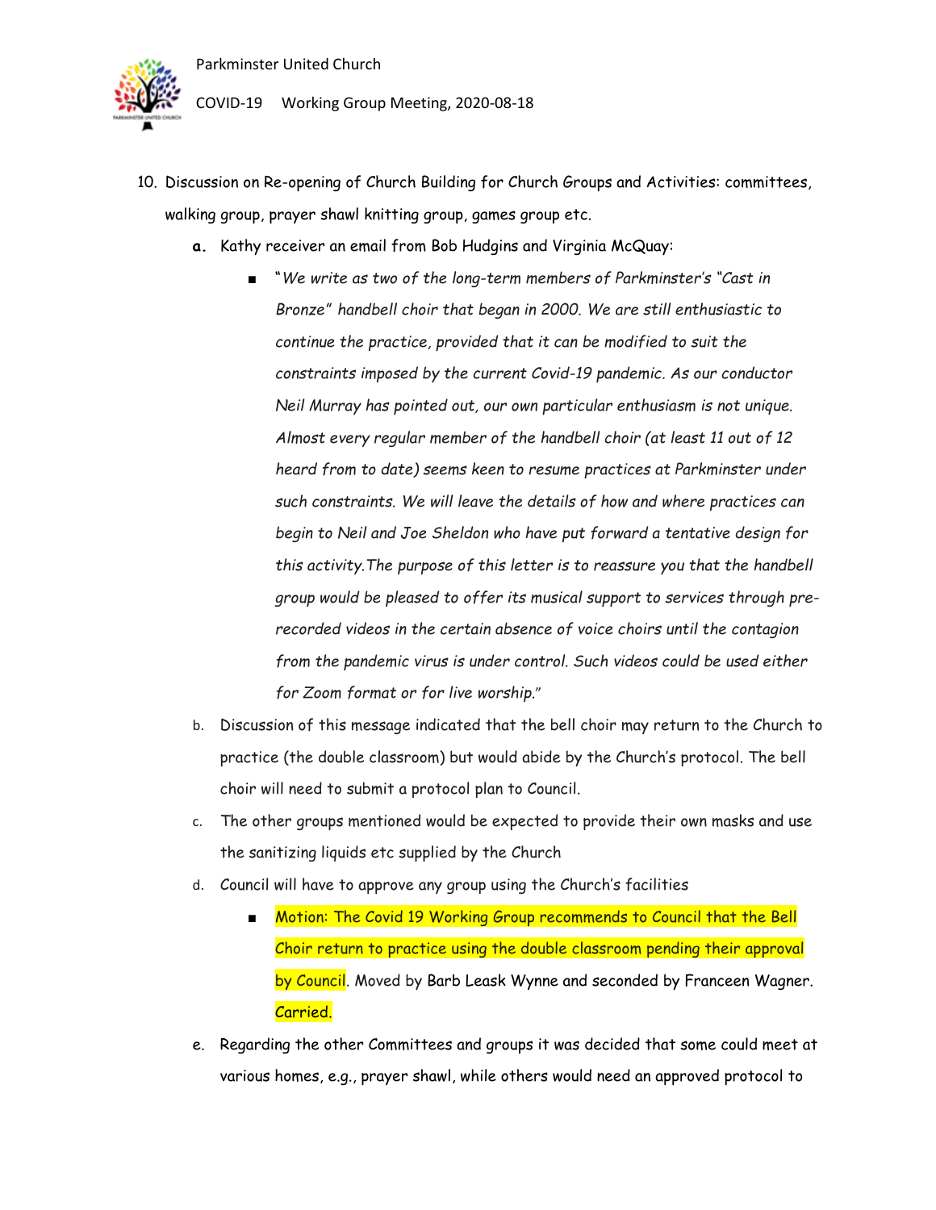10. Discussion on Re-opening of Church Building for Church Groups and Activities: committees, walking group, prayer shawl knitting group, games group etc.
    a. Kathy receiver an email from Bob Hudgins and Virginia McQuay:
        - "*We write as two of the long-term members of Parkminster's "Cast in Bronze" handbell choir that began in 2000. We are still enthusiastic to continue the practice, provided that it can be modified to suit the constraints imposed by the current Covid-19 pandemic. As our conductor Neil Murray has pointed out, our own particular enthusiasm is not unique. Almost every regular member of the handbell choir (at least 11 out of 12 heard from to date) seems keen to resume practices at Parkminster under such constraints. We will leave the details of how and where practices can begin to Neil and Joe Sheldon who have put forward a tentative design for this activity.The purpose of this letter is to reassure you that the handbell group would be pleased to offer its musical support to services through pre-recorded videos in the certain absence of voice choirs until the contagion from the pandemic virus is under control. Such videos could be used either for Zoom format or for live worship.*"
    b. Discussion of this message indicated that the bell choir may return to the Church to practice (the double classroom) but would abide by the Church's protocol. The bell choir will need to submit a protocol plan to Council.
    c. The other groups mentioned would be expected to provide their own masks and use the sanitizing liquids etc supplied by the Church
    d. Council will have to approve any group using the Church's facilities
        - Motion: The Covid 19 Working Group recommends to Council that the Bell Choir return to practice using the double classroom pending their approval by Council. Moved by Barb Leask Wynne and seconded by Franceen Wagner. Carried.
    e. Regarding the other Committees and groups it was decided that some could meet at various homes, e.g., prayer shawl, while others would need an approved protocol to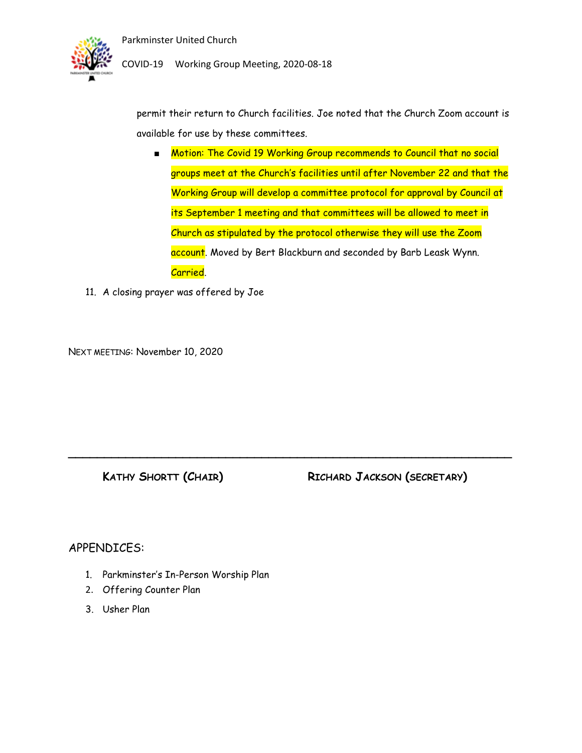permit their return to Church facilities. Joe noted that the Church Zoom account is available for use by these committees.

- Motion: The Covid 19 Working Group recommends to Council that no social groups meet at the Church's facilities until after November 22 and that the Working Group will develop a committee protocol for approval by Council at its September 1 meeting and that committees will be allowed to meet in Church as stipulated by the protocol otherwise they will use the Zoom account. Moved by Bert Blackburn and seconded by Barb Leask Wynn. Carried.

11. A closing prayer was offered by Joe

NEXT MEETING: November 10, 2020

---

**KATHY SHORTT (CHAIR)** **RICHARD JACKSON (SECRETARY)**

APPENDICES:

1. Parkminster's In-Person Worship Plan
2. Offering Counter Plan
3. Usher Plan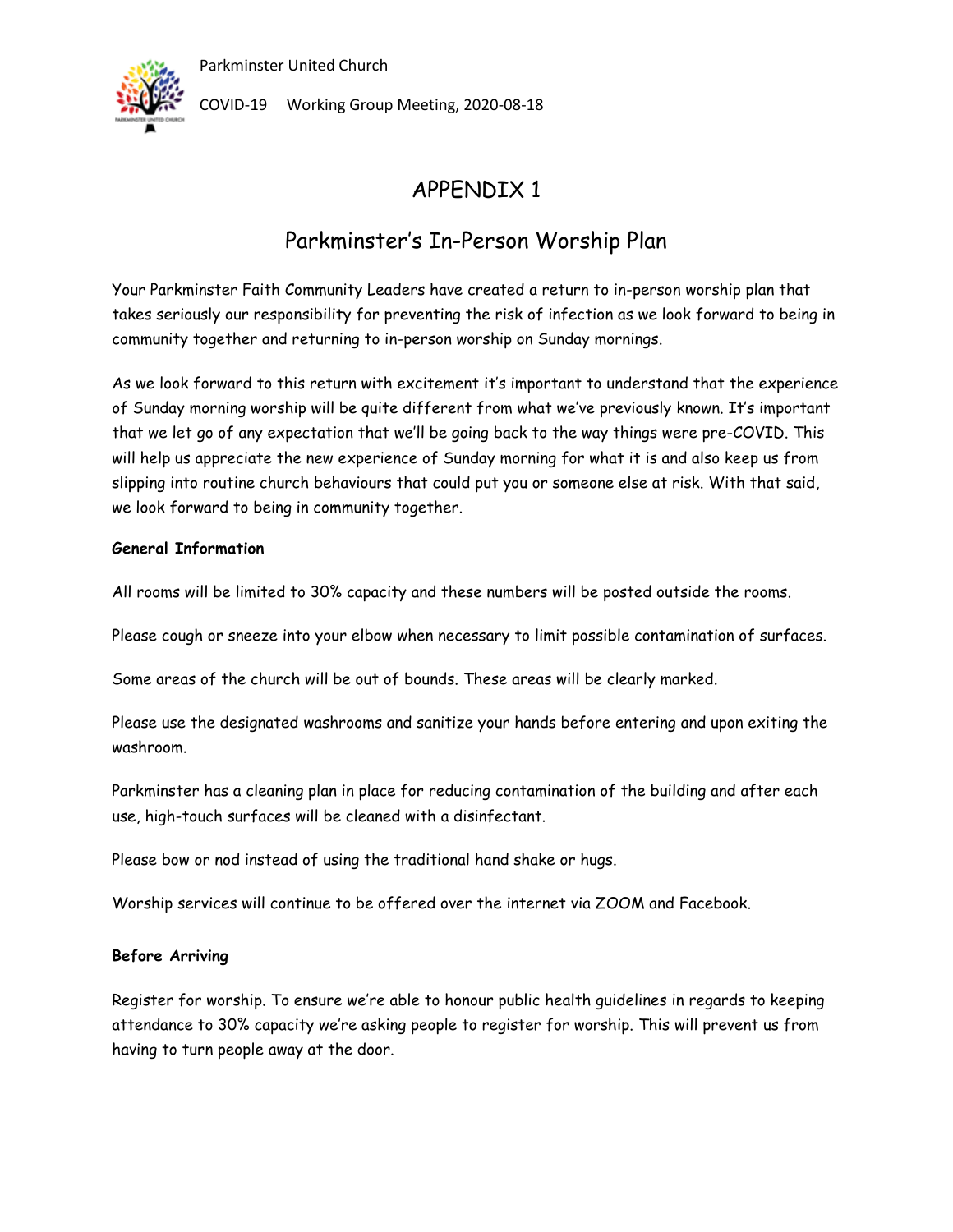# APPENDIX 1

## Parkminster's In-Person Worship Plan

Your Parkminster Faith Community Leaders have created a return to in-person worship plan that takes seriously our responsibility for preventing the risk of infection as we look forward to being in community together and returning to in-person worship on Sunday mornings.

As we look forward to this return with excitement it's important to understand that the experience of Sunday morning worship will be quite different from what we've previously known. It's important that we let go of any expectation that we'll be going back to the way things were pre-COVID. This will help us appreciate the new experience of Sunday morning for what it is and also keep us from slipping into routine church behaviours that could put you or someone else at risk. With that said, we look forward to being in community together.

**General Information**

All rooms will be limited to 30% capacity and these numbers will be posted outside the rooms.

Please cough or sneeze into your elbow when necessary to limit possible contamination of surfaces.

Some areas of the church will be out of bounds. These areas will be clearly marked.

Please use the designated washrooms and sanitize your hands before entering and upon exiting the washroom.

Parkminster has a cleaning plan in place for reducing contamination of the building and after each use, high-touch surfaces will be cleaned with a disinfectant.

Please bow or nod instead of using the traditional hand shake or hugs.

Worship services will continue to be offered over the internet via ZOOM and Facebook.

**Before Arriving**

Register for worship. To ensure we're able to honour public health guidelines in regards to keeping attendance to 30% capacity we're asking people to register for worship. This will prevent us from having to turn people away at the door.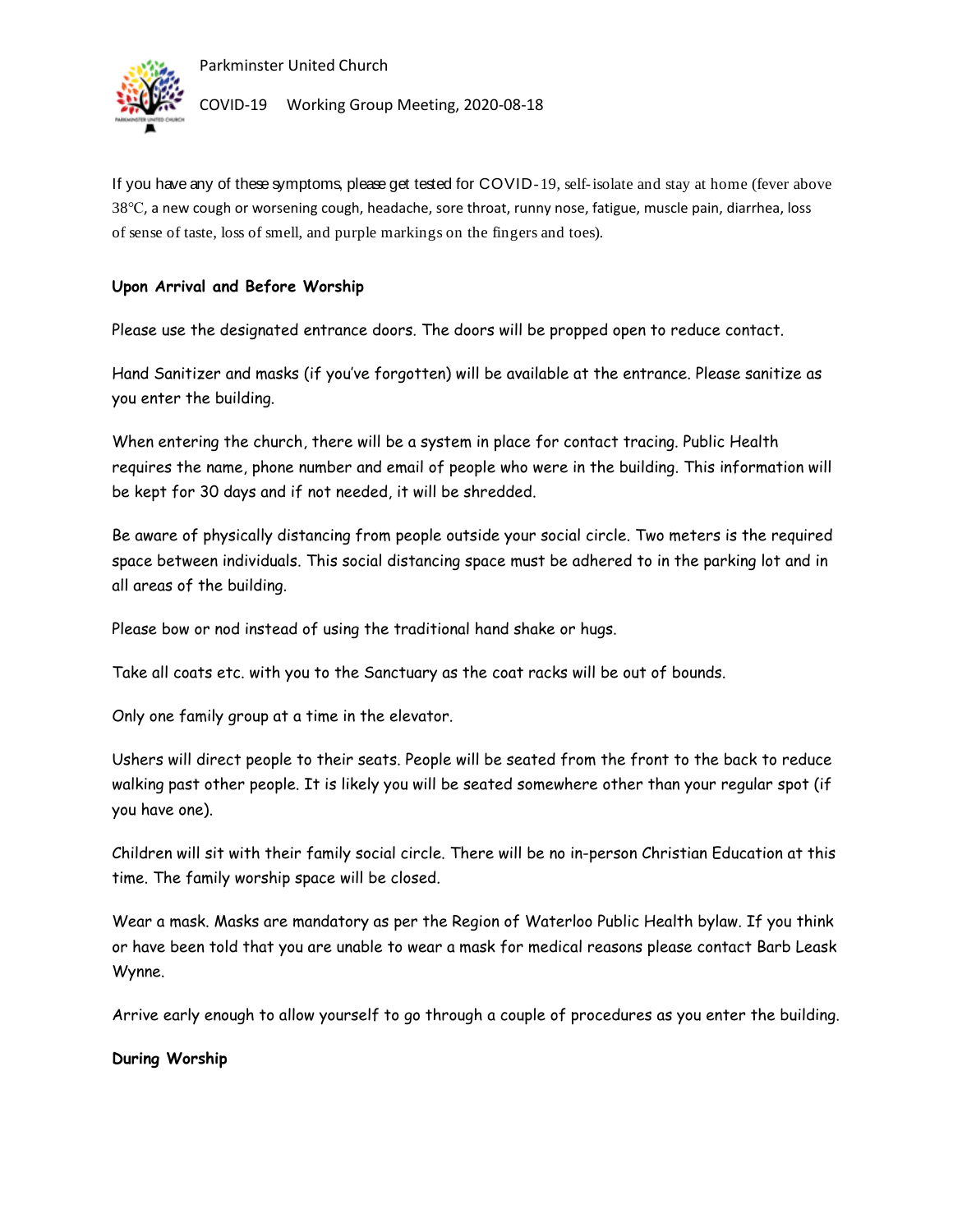If you have any of these symptoms, please get tested for COVID-19, self-isolate and stay at home (fever above 38°C, a new cough or worsening cough, headache, sore throat, runny nose, fatigue, muscle pain, diarrhea, loss of sense of taste, loss of smell, and purple markings on the fingers and toes).

**Upon Arrival and Before Worship**

Please use the designated entrance doors. The doors will be propped open to reduce contact.

Hand Sanitizer and masks (if you've forgotten) will be available at the entrance. Please sanitize as you enter the building.

When entering the church, there will be a system in place for contact tracing. Public Health requires the name, phone number and email of people who were in the building. This information will be kept for 30 days and if not needed, it will be shredded.

Be aware of physically distancing from people outside your social circle. Two meters is the required space between individuals. This social distancing space must be adhered to in the parking lot and in all areas of the building.

Please bow or nod instead of using the traditional hand shake or hugs.

Take all coats etc. with you to the Sanctuary as the coat racks will be out of bounds.

Only one family group at a time in the elevator.

Ushers will direct people to their seats. People will be seated from the front to the back to reduce walking past other people. It is likely you will be seated somewhere other than your regular spot (if you have one).

Children will sit with their family social circle. There will be no in-person Christian Education at this time. The family worship space will be closed.

Wear a mask. Masks are mandatory as per the Region of Waterloo Public Health bylaw. If you think or have been told that you are unable to wear a mask for medical reasons please contact Barb Leask Wynne.

Arrive early enough to allow yourself to go through a couple of procedures as you enter the building.

**During Worship**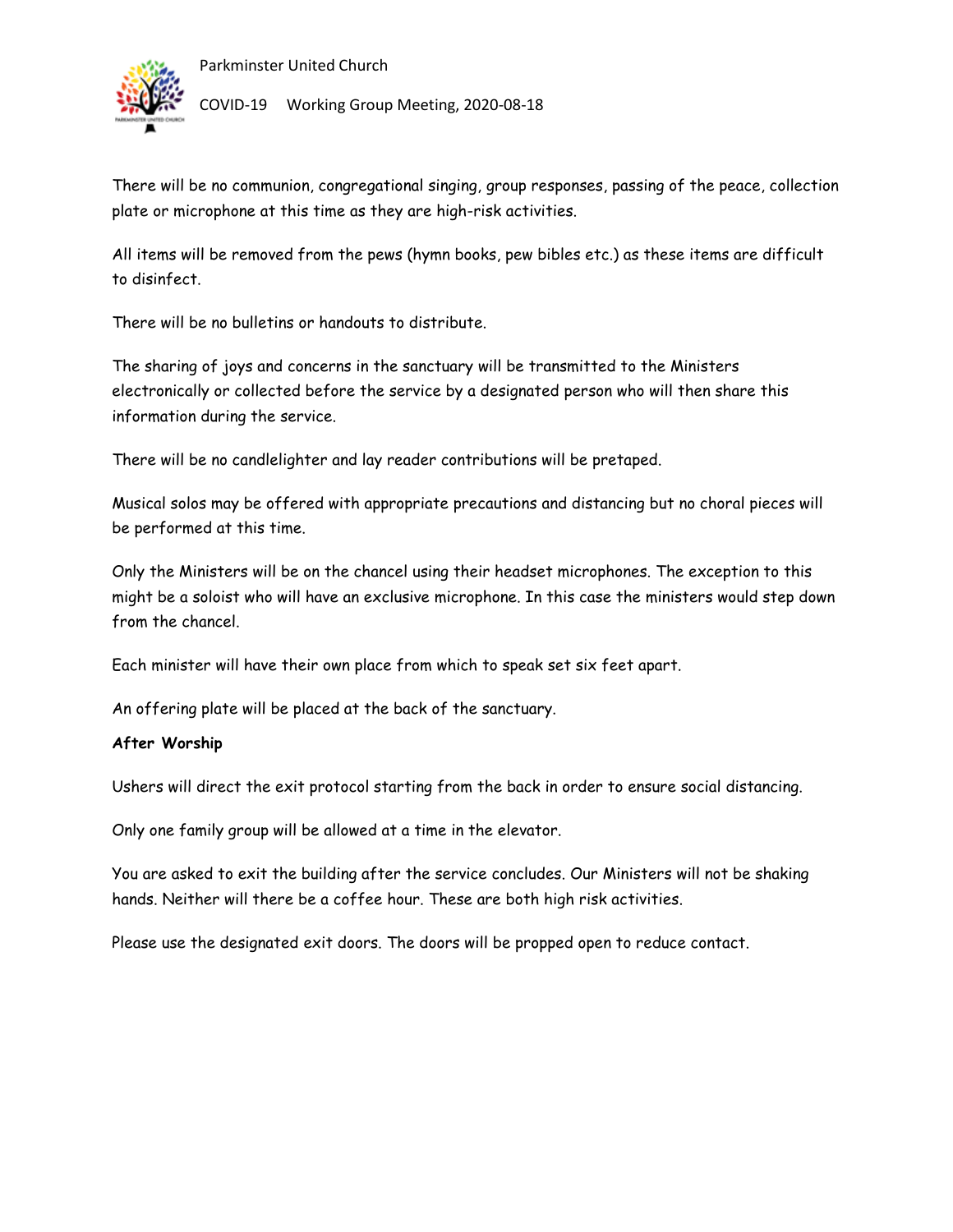There will be no communion, congregational singing, group responses, passing of the peace, collection plate or microphone at this time as they are high-risk activities.

All items will be removed from the pews (hymn books, pew bibles etc.) as these items are difficult to disinfect.

There will be no bulletins or handouts to distribute.

The sharing of joys and concerns in the sanctuary will be transmitted to the Ministers electronically or collected before the service by a designated person who will then share this information during the service.

There will be no candlelighter and lay reader contributions will be pretaped.

Musical solos may be offered with appropriate precautions and distancing but no choral pieces will be performed at this time.

Only the Ministers will be on the chancel using their headset microphones. The exception to this might be a soloist who will have an exclusive microphone. In this case the ministers would step down from the chancel.

Each minister will have their own place from which to speak set six feet apart.

An offering plate will be placed at the back of the sanctuary.

**After Worship**

Ushers will direct the exit protocol starting from the back in order to ensure social distancing.

Only one family group will be allowed at a time in the elevator.

You are asked to exit the building after the service concludes. Our Ministers will not be shaking hands. Neither will there be a coffee hour. These are both high risk activities.

Please use the designated exit doors. The doors will be propped open to reduce contact.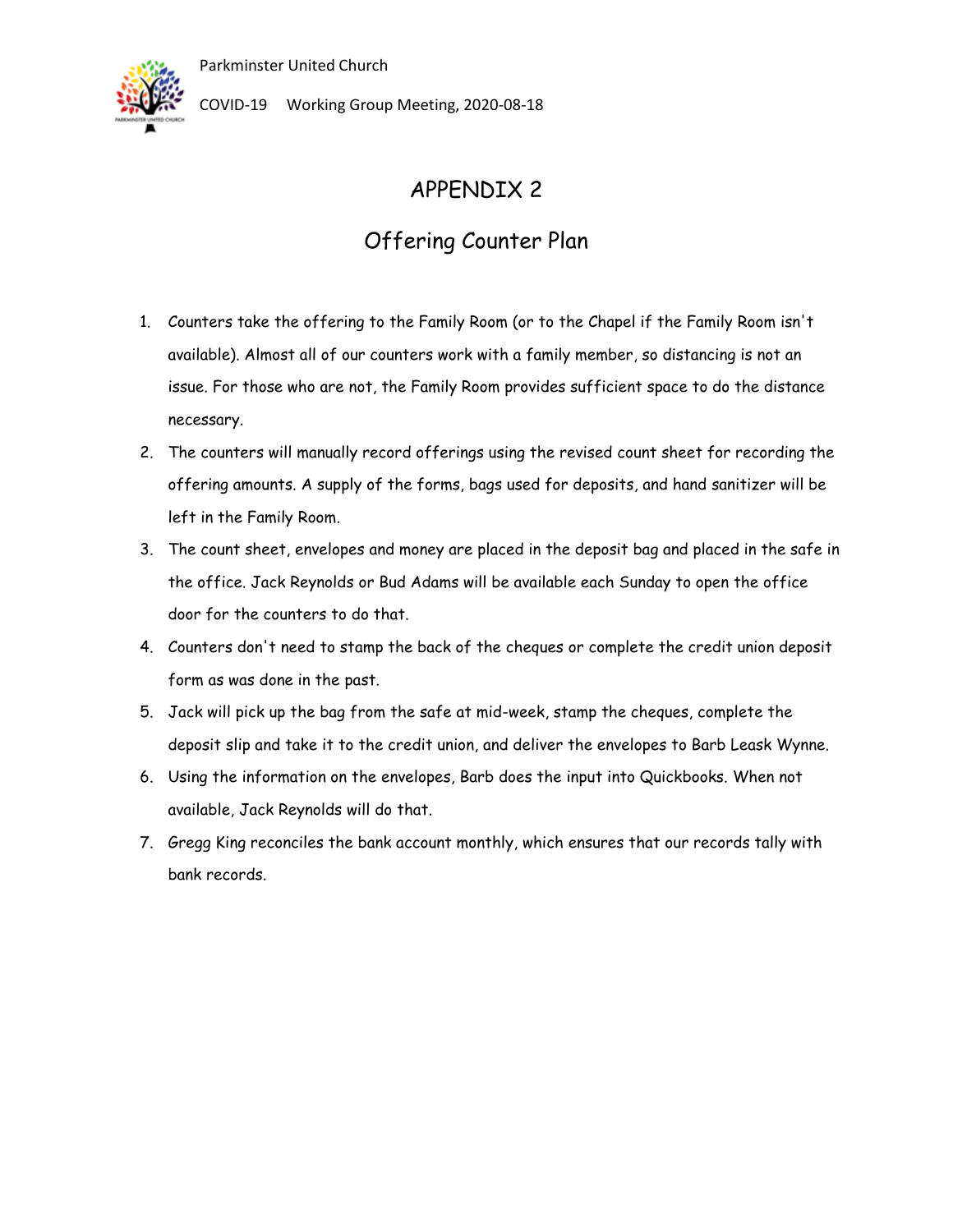# APPENDIX 2

## Offering Counter Plan

1. Counters take the offering to the Family Room (or to the Chapel if the Family Room isn't available). Almost all of our counters work with a family member, so distancing is not an issue. For those who are not, the Family Room provides sufficient space to do the distance necessary.
2. The counters will manually record offerings using the revised count sheet for recording the offering amounts. A supply of the forms, bags used for deposits, and hand sanitizer will be left in the Family Room.
3. The count sheet, envelopes and money are placed in the deposit bag and placed in the safe in the office. Jack Reynolds or Bud Adams will be available each Sunday to open the office door for the counters to do that.
4. Counters don't need to stamp the back of the cheques or complete the credit union deposit form as was done in the past.
5. Jack will pick up the bag from the safe at mid-week, stamp the cheques, complete the deposit slip and take it to the credit union, and deliver the envelopes to Barb Leask Wynne.
6. Using the information on the envelopes, Barb does the input into Quickbooks. When not available, Jack Reynolds will do that.
7. Gregg King reconciles the bank account monthly, which ensures that our records tally with bank records.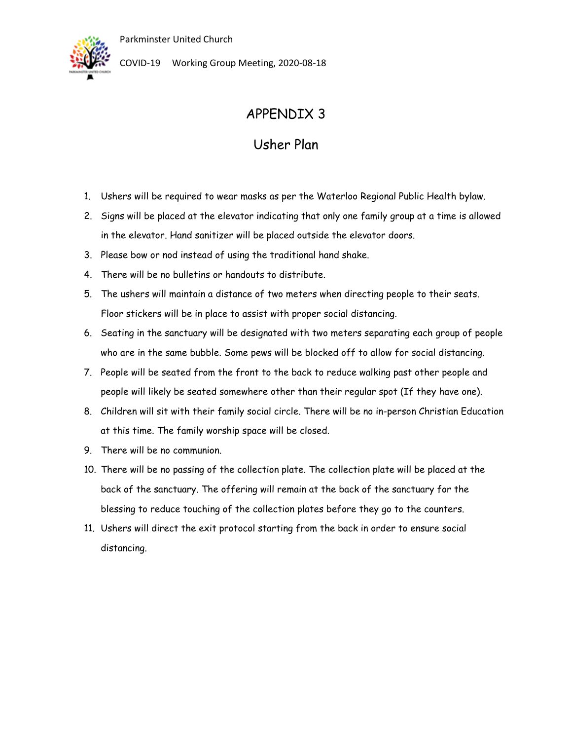# APPENDIX 3

## Usher Plan

1. Ushers will be required to wear masks as per the Waterloo Regional Public Health bylaw.
2. Signs will be placed at the elevator indicating that only one family group at a time is allowed in the elevator. Hand sanitizer will be placed outside the elevator doors.
3. Please bow or nod instead of using the traditional hand shake.
4. There will be no bulletins or handouts to distribute.
5. The ushers will maintain a distance of two meters when directing people to their seats. Floor stickers will be in place to assist with proper social distancing.
6. Seating in the sanctuary will be designated with two meters separating each group of people who are in the same bubble. Some pews will be blocked off to allow for social distancing.
7. People will be seated from the front to the back to reduce walking past other people and people will likely be seated somewhere other than their regular spot (If they have one).
8. Children will sit with their family social circle. There will be no in-person Christian Education at this time. The family worship space will be closed.
9. There will be no communion.
10. There will be no passing of the collection plate. The collection plate will be placed at the back of the sanctuary. The offering will remain at the back of the sanctuary for the blessing to reduce touching of the collection plates before they go to the counters.
11. Ushers will direct the exit protocol starting from the back in order to ensure social distancing.